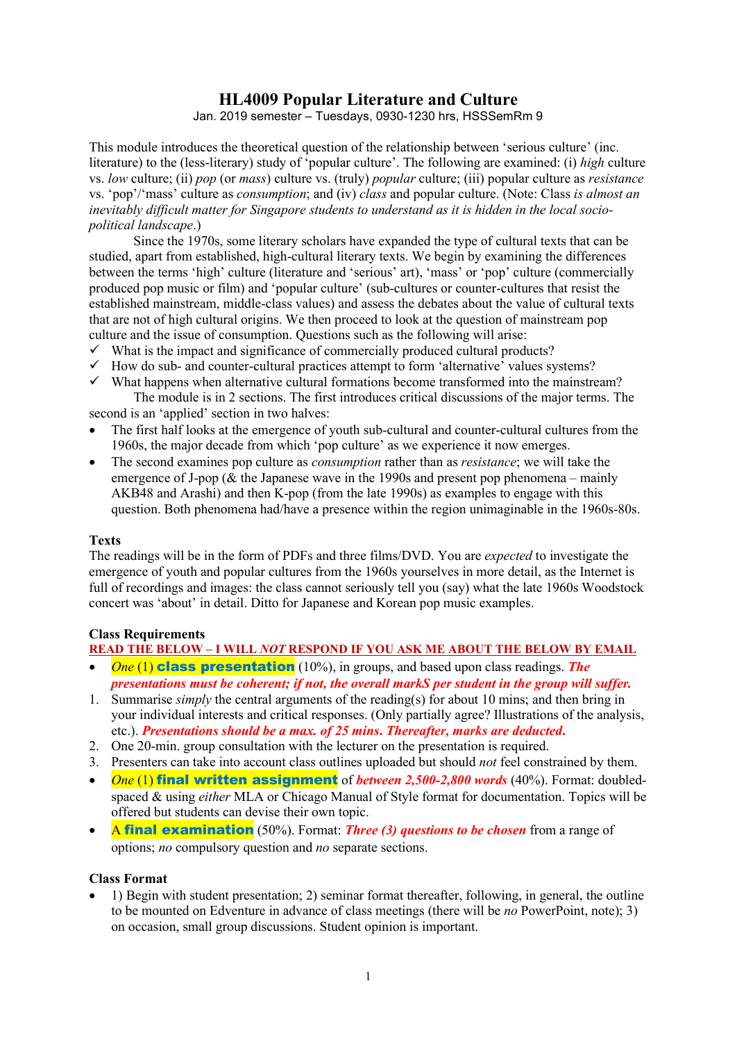# HL4009 Popular Literature and Culture

Jan. 2019 semester – Tuesdays, 0930-1230 hrs, HSSSemRm 9

This module introduces the theoretical question of the relationship between 'serious culture' (inc. literature) to the (less-literary) study of 'popular culture'. The following are examined: (i) *high* culture vs. *low* culture; (ii) *pop* (or *mass*) culture vs. (truly) *popular* culture; (iii) popular culture as *resistance* vs. 'pop'/'mass' culture as *consumption*; and (iv) *class* and popular culture. (Note: Class *is almost an inevitably difficult matter for Singapore students to understand as it is hidden in the local socio-political landscape*.)

Since the 1970s, some literary scholars have expanded the type of cultural texts that can be studied, apart from established, high-cultural literary texts. We begin by examining the differences between the terms 'high' culture (literature and 'serious' art), 'mass' or 'pop' culture (commercially produced pop music or film) and 'popular culture' (sub-cultures or counter-cultures that resist the established mainstream, middle-class values) and assess the debates about the value of cultural texts that are not of high cultural origins. We then proceed to look at the question of mainstream pop culture and the issue of consumption. Questions such as the following will arise:

- ✓ What is the impact and significance of commercially produced cultural products?
- ✓ How do sub- and counter-cultural practices attempt to form 'alternative' values systems?
- ✓ What happens when alternative cultural formations become transformed into the mainstream?

The module is in 2 sections. The first introduces critical discussions of the major terms. The second is an 'applied' section in two halves:

- The first half looks at the emergence of youth sub-cultural and counter-cultural cultures from the 1960s, the major decade from which 'pop culture' as we experience it now emerges.
- The second examines pop culture as *consumption* rather than as *resistance*; we will take the emergence of J-pop (& the Japanese wave in the 1990s and present pop phenomena – mainly AKB48 and Arashi) and then K-pop (from the late 1990s) as examples to engage with this question. Both phenomena had/have a presence within the region unimaginable in the 1960s-80s.

**Texts**

The readings will be in the form of PDFs and three films/DVD. You are *expected* to investigate the emergence of youth and popular cultures from the 1960s yourselves in more detail, as the Internet is full of recordings and images: the class cannot seriously tell you (say) what the late 1960s Woodstock concert was 'about' in detail. Ditto for Japanese and Korean pop music examples.

**Class Requirements**

**READ THE BELOW – I WILL *NOT* RESPOND IF YOU ASK ME ABOUT THE BELOW BY EMAIL**

- *One* (1) **class presentation** (10%), in groups, and based upon class readings. ***The presentations must be coherent; if not, the overall markS per student in the group will suffer.***
1. Summarise *simply* the central arguments of the reading(s) for about 10 mins; and then bring in your individual interests and critical responses. (Only partially agree? Illustrations of the analysis, etc.). ***Presentations should be a max. of 25 mins. Thereafter, marks are deducted.***
2. One 20-min. group consultation with the lecturer on the presentation is required.
3. Presenters can take into account class outlines uploaded but should *not* feel constrained by them.
- *One* (1) **final written assignment** of ***between 2,500-2,800 words*** (40%). Format: doubled-spaced & using *either* MLA or Chicago Manual of Style format for documentation. Topics will be offered but students can devise their own topic.
- A **final examination** (50%). Format: ***Three (3) questions to be chosen*** from a range of options; *no* compulsory question and *no* separate sections.

**Class Format**

- 1) Begin with student presentation; 2) seminar format thereafter, following, in general, the outline to be mounted on Edventure in advance of class meetings (there will be *no* PowerPoint, note); 3) on occasion, small group discussions. Student opinion is important.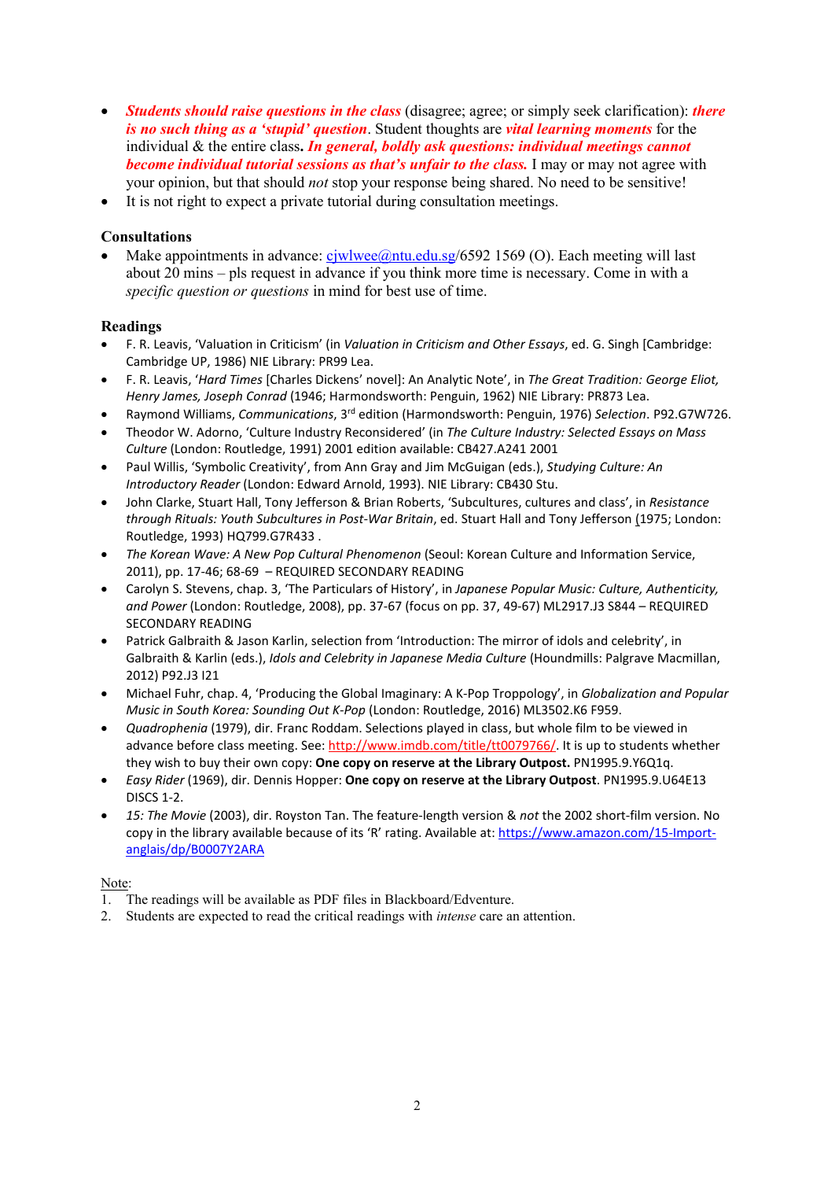- ***Students should raise questions in the class*** (disagree; agree; or simply seek clarification): ***there is no such thing as a 'stupid' question***. Student thoughts are ***vital learning moments*** for the individual & the entire class**.** ***In general, boldly ask questions: individual meetings cannot become individual tutorial sessions as that's unfair to the class.*** I may or may not agree with your opinion, but that should *not* stop your response being shared. No need to be sensitive!
- It is not right to expect a private tutorial during consultation meetings.

**Consultations**

- Make appointments in advance: cjwlwee@ntu.edu.sg/6592 1569 (O). Each meeting will last about 20 mins – pls request in advance if you think more time is necessary. Come in with a *specific question or questions* in mind for best use of time.

**Readings**

- F. R. Leavis, 'Valuation in Criticism' (in *Valuation in Criticism and Other Essays*, ed. G. Singh [Cambridge: Cambridge UP, 1986) NIE Library: PR99 Lea.
- F. R. Leavis, '*Hard Times* [Charles Dickens' novel]: An Analytic Note', in *The Great Tradition: George Eliot, Henry James, Joseph Conrad* (1946; Harmondsworth: Penguin, 1962) NIE Library: PR873 Lea.
- Raymond Williams, *Communications*, 3rd edition (Harmondsworth: Penguin, 1976) *Selection*. P92.G7W726.
- Theodor W. Adorno, 'Culture Industry Reconsidered' (in *The Culture Industry: Selected Essays on Mass Culture* (London: Routledge, 1991) 2001 edition available: CB427.A241 2001
- Paul Willis, 'Symbolic Creativity', from Ann Gray and Jim McGuigan (eds.), *Studying Culture: An Introductory Reader* (London: Edward Arnold, 1993). NIE Library: CB430 Stu.
- John Clarke, Stuart Hall, Tony Jefferson & Brian Roberts, 'Subcultures, cultures and class', in *Resistance through Rituals: Youth Subcultures in Post-War Britain*, ed. Stuart Hall and Tony Jefferson (1975; London: Routledge, 1993) HQ799.G7R433 .
- *The Korean Wave: A New Pop Cultural Phenomenon* (Seoul: Korean Culture and Information Service, 2011), pp. 17-46; 68-69 – REQUIRED SECONDARY READING
- Carolyn S. Stevens, chap. 3, 'The Particulars of History', in *Japanese Popular Music: Culture, Authenticity, and Power* (London: Routledge, 2008), pp. 37-67 (focus on pp. 37, 49-67) ML2917.J3 S844 – REQUIRED SECONDARY READING
- Patrick Galbraith & Jason Karlin, selection from 'Introduction: The mirror of idols and celebrity', in Galbraith & Karlin (eds.), *Idols and Celebrity in Japanese Media Culture* (Houndmills: Palgrave Macmillan, 2012) P92.J3 I21
- Michael Fuhr, chap. 4, 'Producing the Global Imaginary: A K-Pop Troppology', in *Globalization and Popular Music in South Korea: Sounding Out K-Pop* (London: Routledge, 2016) ML3502.K6 F959.
- *Quadrophenia* (1979), dir. Franc Roddam. Selections played in class, but whole film to be viewed in advance before class meeting. See: http://www.imdb.com/title/tt0079766/. It is up to students whether they wish to buy their own copy: **One copy on reserve at the Library Outpost.** PN1995.9.Y6Q1q.
- *Easy Rider* (1969), dir. Dennis Hopper: **One copy on reserve at the Library Outpost**. PN1995.9.U64E13 DISCS 1-2.
- *15: The Movie* (2003), dir. Royston Tan. The feature-length version & *not* the 2002 short-film version. No copy in the library available because of its 'R' rating. Available at: https://www.amazon.com/15-Import-anglais/dp/B0007Y2ARA

Note:

1. The readings will be available as PDF files in Blackboard/Edventure.
2. Students are expected to read the critical readings with *intense* care an attention.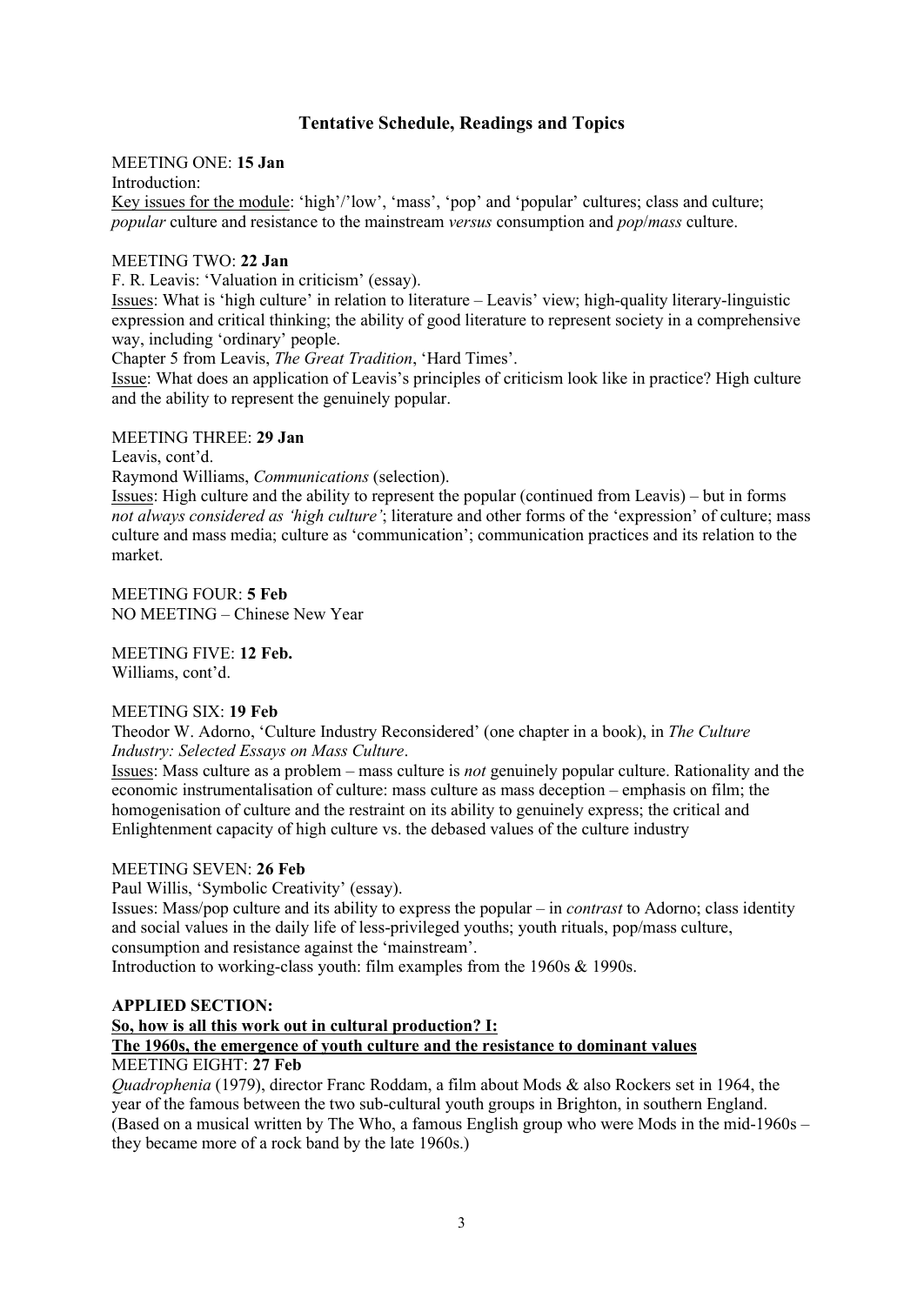## Tentative Schedule, Readings and Topics

MEETING ONE: **15 Jan**
Introduction:
<u>Key issues for the module</u>: 'high'/'low', 'mass', 'pop' and 'popular' cultures; class and culture; *popular* culture and resistance to the mainstream *versus* consumption and *pop*/*mass* culture.

MEETING TWO: **22 Jan**
F. R. Leavis: 'Valuation in criticism' (essay).
<u>Issues</u>: What is 'high culture' in relation to literature – Leavis' view; high-quality literary-linguistic expression and critical thinking; the ability of good literature to represent society in a comprehensive way, including 'ordinary' people.
Chapter 5 from Leavis, *The Great Tradition*, 'Hard Times'.
<u>Issue</u>: What does an application of Leavis's principles of criticism look like in practice? High culture and the ability to represent the genuinely popular.

MEETING THREE: **29 Jan**
Leavis, cont'd.
Raymond Williams, *Communications* (selection).
<u>Issues</u>: High culture and the ability to represent the popular (continued from Leavis) – but in forms *not always considered as 'high culture'*; literature and other forms of the 'expression' of culture; mass culture and mass media; culture as 'communication'; communication practices and its relation to the market.

MEETING FOUR: **5 Feb**
NO MEETING – Chinese New Year

MEETING FIVE: **12 Feb.**
Williams, cont'd.

MEETING SIX: **19 Feb**
Theodor W. Adorno, 'Culture Industry Reconsidered' (one chapter in a book), in *The Culture Industry: Selected Essays on Mass Culture*.
<u>Issues</u>: Mass culture as a problem – mass culture is *not* genuinely popular culture. Rationality and the economic instrumentalisation of culture: mass culture as mass deception – emphasis on film; the homogenisation of culture and the restraint on its ability to genuinely express; the critical and Enlightenment capacity of high culture vs. the debased values of the culture industry

MEETING SEVEN: **26 Feb**
Paul Willis, 'Symbolic Creativity' (essay).
Issues: Mass/pop culture and its ability to express the popular – in *contrast* to Adorno; class identity and social values in the daily life of less-privileged youths; youth rituals, pop/mass culture, consumption and resistance against the 'mainstream'.
Introduction to working-class youth: film examples from the 1960s & 1990s.

**APPLIED SECTION:**
**<u>So, how is all this work out in cultural production? I:</u>**
**<u>The 1960s, the emergence of youth culture and the resistance to dominant values</u>**
MEETING EIGHT: **27 Feb**
*Quadrophenia* (1979), director Franc Roddam, a film about Mods & also Rockers set in 1964, the year of the famous between the two sub-cultural youth groups in Brighton, in southern England. (Based on a musical written by The Who, a famous English group who were Mods in the mid-1960s – they became more of a rock band by the late 1960s.)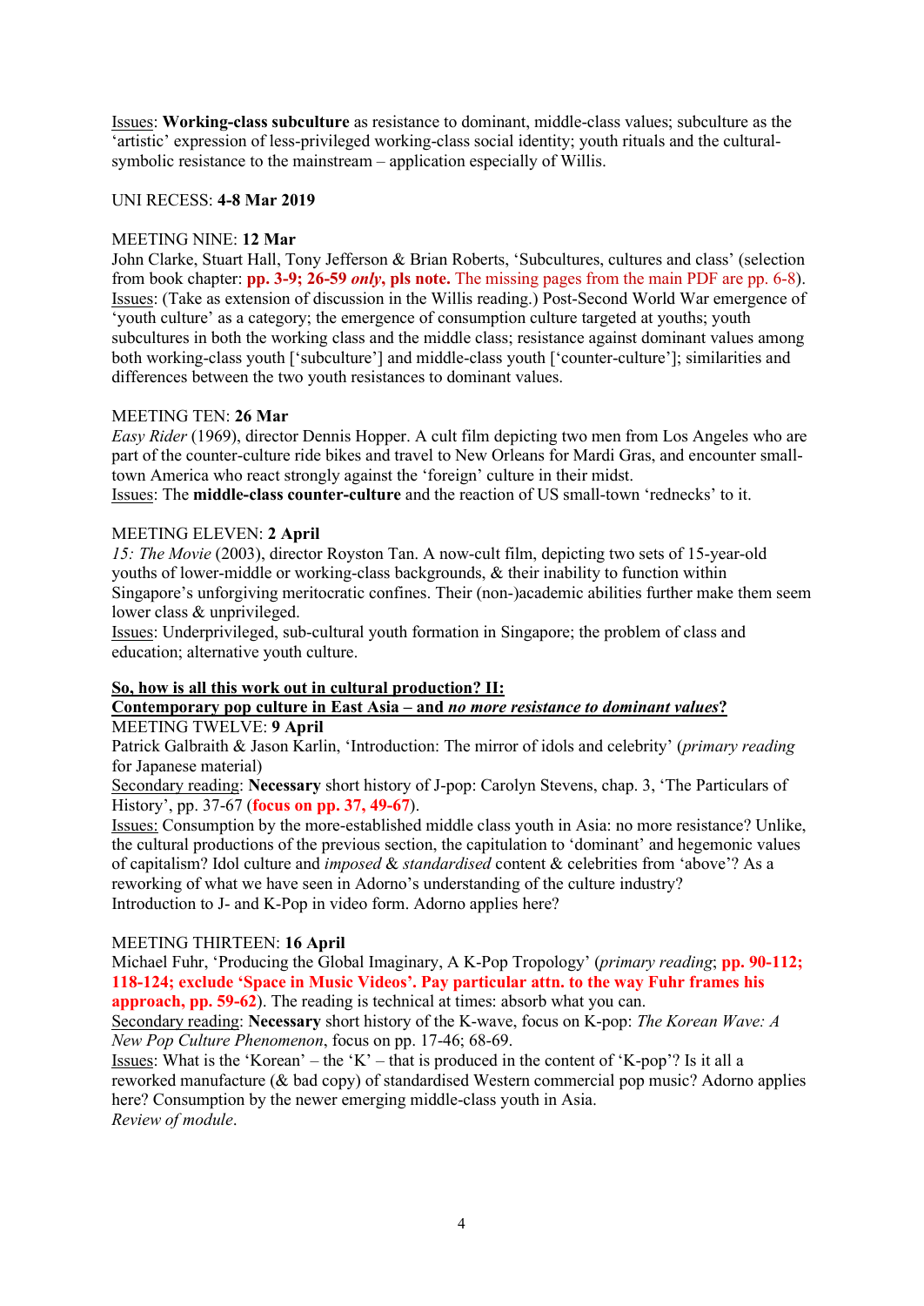Issues: **Working-class subculture** as resistance to dominant, middle-class values; subculture as the 'artistic' expression of less-privileged working-class social identity; youth rituals and the cultural-symbolic resistance to the mainstream – application especially of Willis.

UNI RECESS: **4-8 Mar 2019**

MEETING NINE: **12 Mar**
John Clarke, Stuart Hall, Tony Jefferson & Brian Roberts, 'Subcultures, cultures and class' (selection from book chapter: **pp. 3-9; 26-59 *only*, pls note.** The missing pages from the main PDF are pp. 6-8).
Issues: (Take as extension of discussion in the Willis reading.) Post-Second World War emergence of 'youth culture' as a category; the emergence of consumption culture targeted at youths; youth subcultures in both the working class and the middle class; resistance against dominant values among both working-class youth ['subculture'] and middle-class youth ['counter-culture']; similarities and differences between the two youth resistances to dominant values.

MEETING TEN: **26 Mar**
*Easy Rider* (1969), director Dennis Hopper. A cult film depicting two men from Los Angeles who are part of the counter-culture ride bikes and travel to New Orleans for Mardi Gras, and encounter small-town America who react strongly against the 'foreign' culture in their midst.
Issues: The **middle-class counter-culture** and the reaction of US small-town 'rednecks' to it.

MEETING ELEVEN: **2 April**
*15: The Movie* (2003), director Royston Tan. A now-cult film, depicting two sets of 15-year-old youths of lower-middle or working-class backgrounds, & their inability to function within Singapore's unforgiving meritocratic confines. Their (non-)academic abilities further make them seem lower class & unprivileged.
Issues: Underprivileged, sub-cultural youth formation in Singapore; the problem of class and education; alternative youth culture.

**So, how is all this work out in cultural production? II:**
**Contemporary pop culture in East Asia – and *no more resistance to dominant values*?**

MEETING TWELVE: **9 April**
Patrick Galbraith & Jason Karlin, 'Introduction: The mirror of idols and celebrity' (*primary reading* for Japanese material)
Secondary reading: **Necessary** short history of J-pop: Carolyn Stevens, chap. 3, 'The Particulars of History', pp. 37-67 (**focus on pp. 37, 49-67**).
Issues: Consumption by the more-established middle class youth in Asia: no more resistance? Unlike, the cultural productions of the previous section, the capitulation to 'dominant' and hegemonic values of capitalism? Idol culture and *imposed* & *standardised* content & celebrities from 'above'? As a reworking of what we have seen in Adorno's understanding of the culture industry?
Introduction to J- and K-Pop in video form. Adorno applies here?

MEETING THIRTEEN: **16 April**
Michael Fuhr, 'Producing the Global Imaginary, A K-Pop Tropology' (*primary reading*; **pp. 90-112; 118-124; exclude 'Space in Music Videos'. Pay particular attn. to the way Fuhr frames his approach, pp. 59-62**). The reading is technical at times: absorb what you can.
Secondary reading: **Necessary** short history of the K-wave, focus on K-pop: *The Korean Wave: A New Pop Culture Phenomenon*, focus on pp. 17-46; 68-69.
Issues: What is the 'Korean' – the 'K' – that is produced in the content of 'K-pop'? Is it all a reworked manufacture (& bad copy) of standardised Western commercial pop music? Adorno applies here? Consumption by the newer emerging middle-class youth in Asia.
*Review of module*.